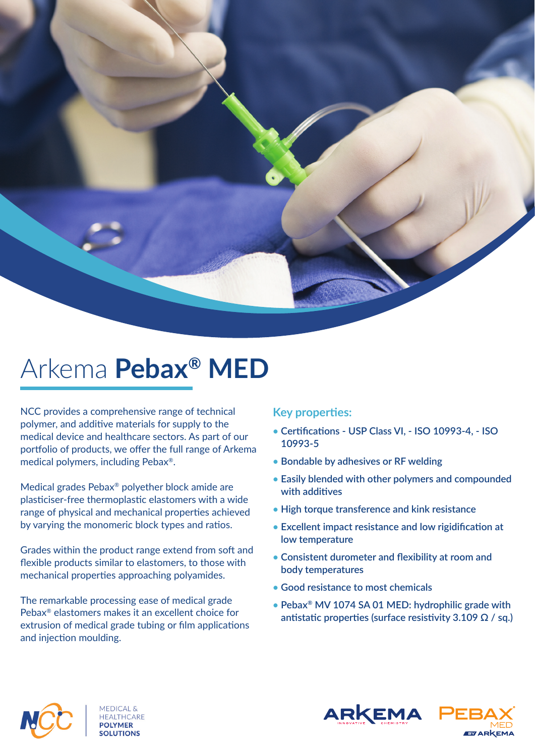# Arkema **Pebax® MED**

NCC provides a comprehensive range of technical polymer, and additive materials for supply to the medical device and healthcare sectors. As part of our portfolio of products, we offer the full range of Arkema medical polymers, including Pebax®.

Medical grades Pebax® polyether block amide are plasticiser-free thermoplastic elastomers with a wide range of physical and mechanical properties achieved by varying the monomeric block types and ratios.

Grades within the product range extend from soft and flexible products similar to elastomers, to those with mechanical properties approaching polyamides.

The remarkable processing ease of medical grade Pebax® elastomers makes it an excellent choice for extrusion of medical grade tubing or film applications and injection moulding.

## Key properties:

- Certifications - USP Class VI, - ISO 10993-4, - ISO 10993-5
- Bondable by adhesives or RF welding
- Easily blended with other polymers and compounded with additives
- High torque transference and kink resistance
- Excellent impact resistance and low rigidification at low temperature
- Consistent durometer and flexibility at room and body temperatures
- Good resistance to most chemicals
- Pebax® MV 1074 SA 01 MED: hydrophilic grade with antistatic properties (surface resistivity 3.109 Ω / sq.)

NCC | MEDICAL & HEALTHCARE **POLYMER SOLUTIONS**

ARKEMA INNOVATIVE CHEMISTRY

PEBAX MED BY ARKEMA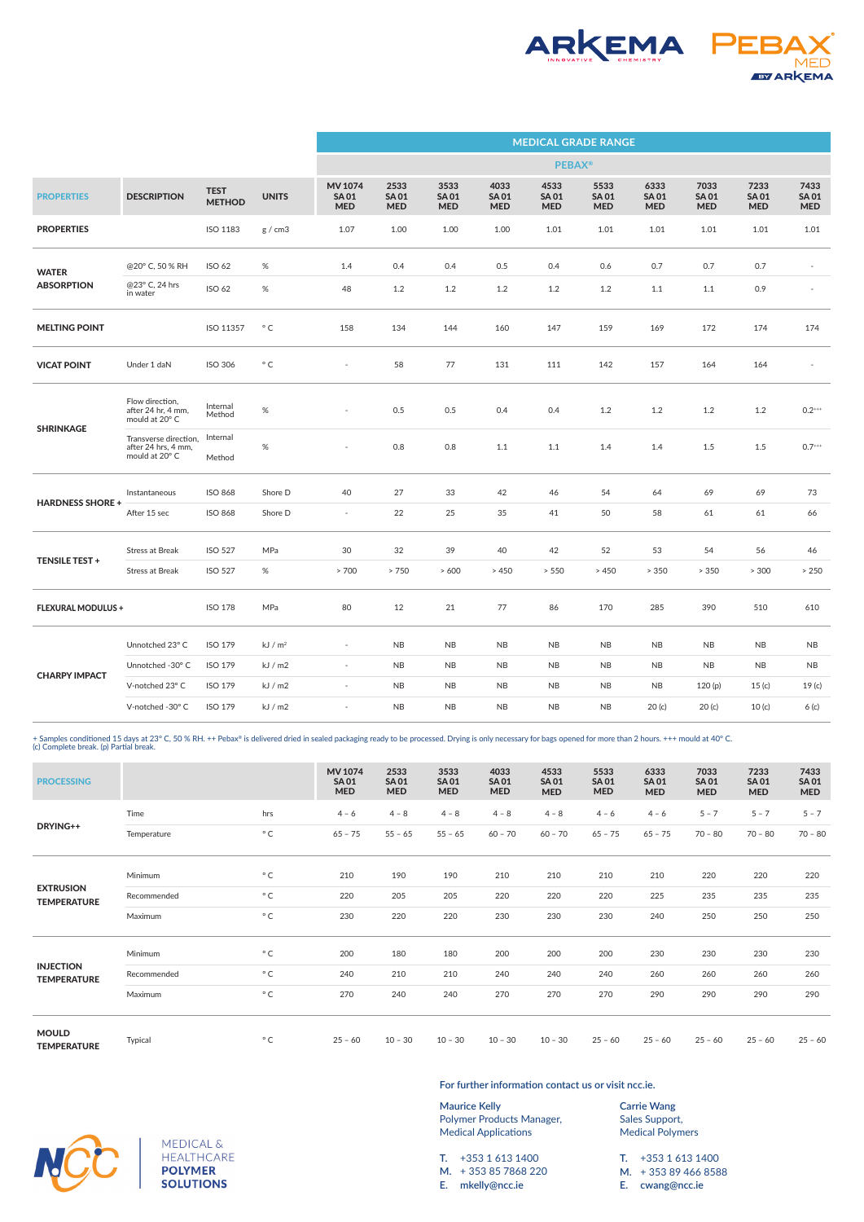| PROPERTIES | DESCRIPTION | TEST METHOD | UNITS | MV 1074 SA 01 MED | 2533 SA 01 MED | 3533 SA 01 MED | 4033 SA 01 MED | 4533 SA 01 MED | 5533 SA 01 MED | 6333 SA 01 MED | 7033 SA 01 MED | 7233 SA 01 MED | 7433 SA 01 MED |
|---|---|---|---|---|---|---|---|---|---|---|---|---|---|
| | | | | MEDICAL GRADE RANGE | | | | | | | | | |
| | | | | PEBAX® | | | | | | | | | |
| PROPERTIES | | ISO 1183 | g / cm3 | 1.07 | 1.00 | 1.00 | 1.00 | 1.01 | 1.01 | 1.01 | 1.01 | 1.01 | 1.01 |
| WATER ABSORPTION | @20° C, 50 % RH | ISO 62 | % | 1.4 | 0.4 | 0.4 | 0.5 | 0.4 | 0.6 | 0.7 | 0.7 | 0.7 | - |
| | @23° C, 24 hrs in water | ISO 62 | % | 48 | 1.2 | 1.2 | 1.2 | 1.2 | 1.2 | 1.1 | 1.1 | 0.9 | - |
| MELTING POINT | | ISO 11357 | ° C | 158 | 134 | 144 | 160 | 147 | 159 | 169 | 172 | 174 | 174 |
| VICAT POINT | Under 1 daN | ISO 306 | ° C | - | 58 | 77 | 131 | 111 | 142 | 157 | 164 | 164 | - |
| SHRINKAGE | Flow direction, after 24 hr, 4 mm, mould at 20° C | Internal Method | % | - | 0.5 | 0.5 | 0.4 | 0.4 | 1.2 | 1.2 | 1.2 | 1.2 | 0.2+++ |
| | Transverse direction, after 24 hrs, 4 mm, mould at 20° C | Internal Method | % | - | 0.8 | 0.8 | 1.1 | 1.1 | 1.4 | 1.4 | 1.5 | 1.5 | 0.7+++ |
| HARDNESS SHORE + | Instantaneous | ISO 868 | Shore D | 40 | 27 | 33 | 42 | 46 | 54 | 64 | 69 | 69 | 73 |
| | After 15 sec | ISO 868 | Shore D | - | 22 | 25 | 35 | 41 | 50 | 58 | 61 | 61 | 66 |
| TENSILE TEST + | Stress at Break | ISO 527 | MPa | 30 | 32 | 39 | 40 | 42 | 52 | 53 | 54 | 56 | 46 |
| | Stress at Break | ISO 527 | % | > 700 | > 750 | > 600 | > 450 | > 550 | > 450 | > 350 | > 350 | > 300 | > 250 |
| FLEXURAL MODULUS + | | ISO 178 | MPa | 80 | 12 | 21 | 77 | 86 | 170 | 285 | 390 | 510 | 610 |
| CHARPY IMPACT | Unnotched 23° C | ISO 179 | kJ / m² | - | NB | NB | NB | NB | NB | NB | NB | NB | NB |
| | Unnotched -30° C | ISO 179 | kJ / m2 | - | NB | NB | NB | NB | NB | NB | NB | NB | NB |
| | V-notched 23° C | ISO 179 | kJ / m2 | - | NB | NB | NB | NB | NB | NB | 120 (p) | 15 (c) | 19 (c) |
| | V-notched -30° C | ISO 179 | kJ / m2 | - | NB | NB | NB | NB | NB | 20 (c) | 20 (c) | 10 (c) | 6 (c) |

+ Samples conditioned 15 days at 23° C, 50 % RH. ++ Pebax® is delivered dried in sealed packaging ready to be processed. Drying is only necessary for bags opened for more than 2 hours. +++ mould at 40° C.
(c) Complete break. (p) Partial break.

| PROCESSING | | | MV 1074 SA 01 MED | 2533 SA 01 MED | 3533 SA 01 MED | 4033 SA 01 MED | 4533 SA 01 MED | 5533 SA 01 MED | 6333 SA 01 MED | 7033 SA 01 MED | 7233 SA 01 MED | 7433 SA 01 MED |
|---|---|---|---|---|---|---|---|---|---|---|---|---|
| DRYING++ | Time | hrs | 4 – 6 | 4 – 8 | 4 – 8 | 4 – 8 | 4 – 8 | 4 – 6 | 4 – 6 | 5 – 7 | 5 – 7 | 5 – 7 |
| | Temperature | ° C | 65 – 75 | 55 – 65 | 55 – 65 | 60 – 70 | 60 – 70 | 65 – 75 | 65 – 75 | 70 – 80 | 70 – 80 | 70 – 80 |
| EXTRUSION TEMPERATURE | Minimum | ° C | 210 | 190 | 190 | 210 | 210 | 210 | 210 | 220 | 220 | 220 |
| | Recommended | ° C | 220 | 205 | 205 | 220 | 220 | 220 | 225 | 235 | 235 | 235 |
| | Maximum | ° C | 230 | 220 | 220 | 230 | 230 | 230 | 240 | 250 | 250 | 250 |
| INJECTION TEMPERATURE | Minimum | ° C | 200 | 180 | 180 | 200 | 200 | 200 | 230 | 230 | 230 | 230 |
| | Recommended | ° C | 240 | 210 | 210 | 240 | 240 | 240 | 260 | 260 | 260 | 260 |
| | Maximum | ° C | 270 | 240 | 240 | 270 | 270 | 270 | 290 | 290 | 290 | 290 |
| MOULD TEMPERATURE | Typical | ° C | 25 – 60 | 10 – 30 | 10 – 30 | 10 – 30 | 10 – 30 | 25 – 60 | 25 – 60 | 25 – 60 | 25 – 60 | 25 – 60 |

For further information contact us or visit ncc.ie.

Maurice Kelly
Polymer Products Manager,
Medical Applications

T. +353 1 613 1400
M. + 353 85 7868 220
E. mkelly@ncc.ie

Carrie Wang
Sales Support,
Medical Polymers

T. +353 1 613 1400
M. + 353 89 466 8588
E. cwang@ncc.ie

MEDICAL & HEALTHCARE **POLYMER SOLUTIONS**